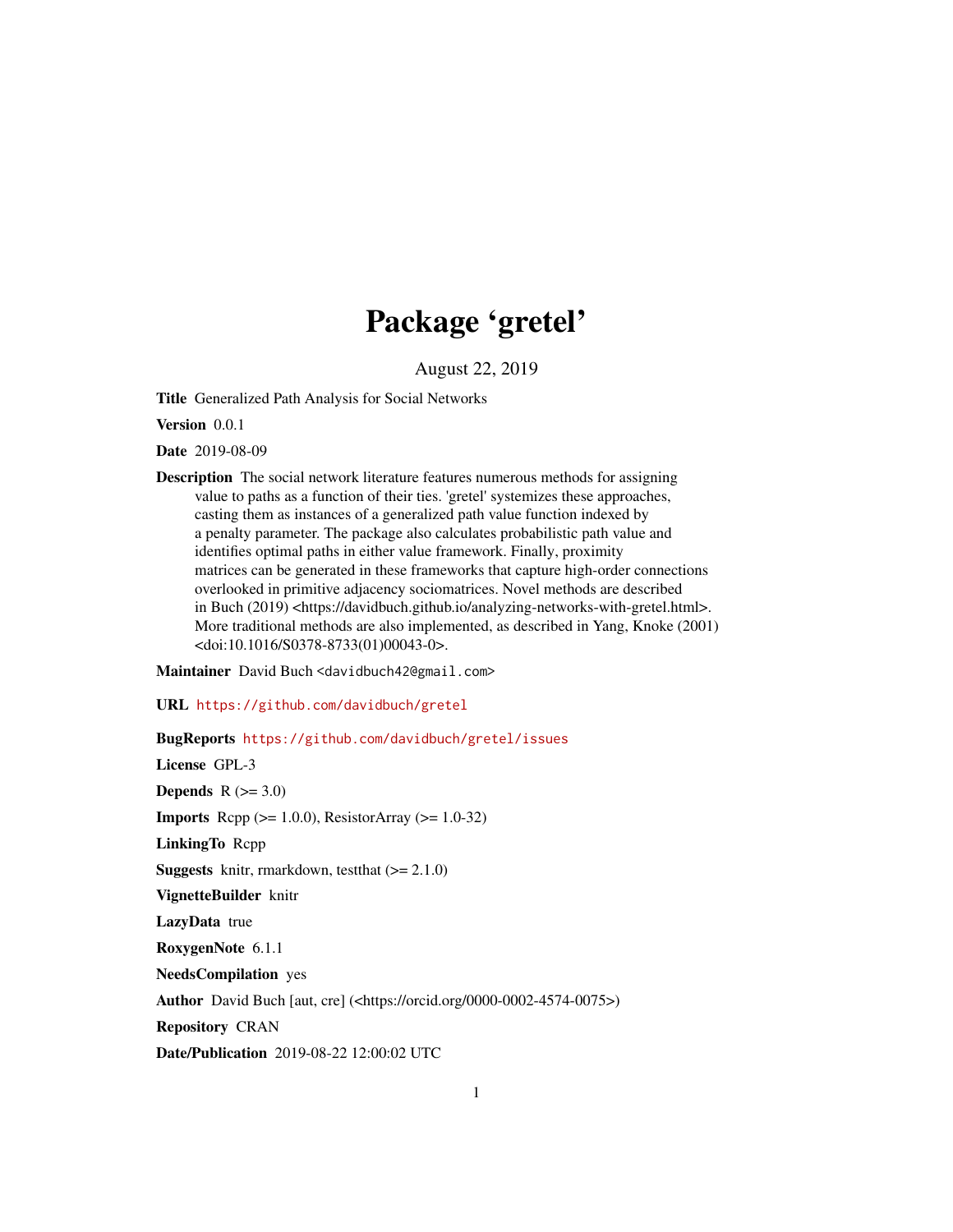# Package 'gretel'

August 22, 2019

**Title** Generalized Path Analysis for Social Networks

**Version** 0.0.1

**Date** 2019-08-09

**Description** The social network literature features numerous methods for assigning value to paths as a function of their ties. 'gretel' systemizes these approaches, casting them as instances of a generalized path value function indexed by a penalty parameter. The package also calculates probabilistic path value and identifies optimal paths in either value framework. Finally, proximity matrices can be generated in these frameworks that capture high-order connections overlooked in primitive adjacency sociomatrices. Novel methods are described in Buch (2019) <https://davidbuch.github.io/analyzing-networks-with-gretel.html>. More traditional methods are also implemented, as described in Yang, Knoke (2001) <doi:10.1016/S0378-8733(01)00043-0>.

**Maintainer** David Buch <davidbuch42@gmail.com>

**URL** https://github.com/davidbuch/gretel

**BugReports** https://github.com/davidbuch/gretel/issues

**License** GPL-3

**Depends** R (>= 3.0)

**Imports** Rcpp (>= 1.0.0), ResistorArray (>= 1.0-32)

**LinkingTo** Rcpp

**Suggests** knitr, rmarkdown, testthat (>= 2.1.0)

**VignetteBuilder** knitr

**LazyData** true

**RoxygenNote** 6.1.1

**NeedsCompilation** yes

**Author** David Buch [aut, cre] (<https://orcid.org/0000-0002-4574-0075>)

**Repository** CRAN

**Date/Publication** 2019-08-22 12:00:02 UTC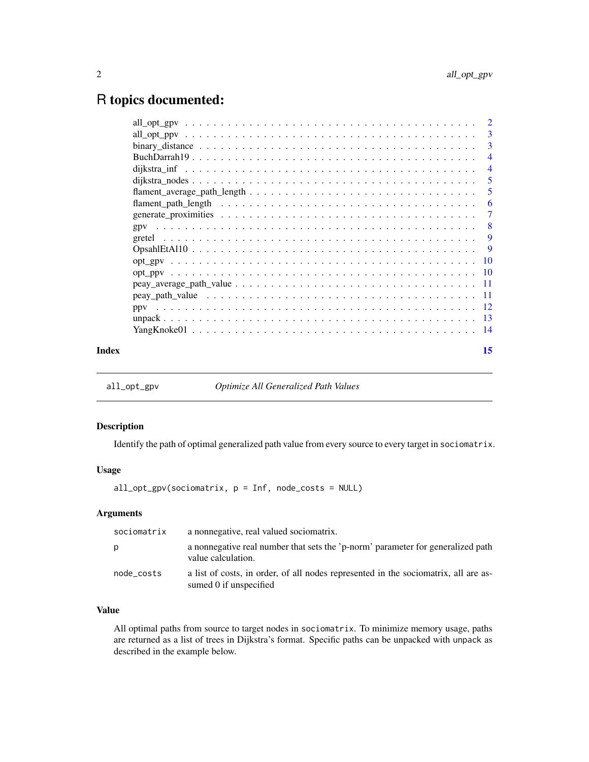# R topics documented:

| | |
|---|---|
| all_opt_gpv | 2 |
| all_opt_ppv | 3 |
| binary_distance | 3 |
| BuchDarrah19 | 4 |
| dijkstra_inf | 4 |
| dijkstra_nodes | 5 |
| flament_average_path_length | 5 |
| flament_path_length | 6 |
| generate_proximities | 7 |
| gpv | 8 |
| gretel | 9 |
| OpsahlEtAl10 | 9 |
| opt_gpv | 10 |
| opt_ppv | 10 |
| peay_average_path_value | 11 |
| peay_path_value | 11 |
| ppv | 12 |
| unpack | 13 |
| YangKnoke01 | 14 |

**Index** **15**

---

## all_opt_gpv *Optimize All Generalized Path Values*

### Description

Identify the path of optimal generalized path value from every source to every target in `sociomatrix`.

### Usage

```
all_opt_gpv(sociomatrix, p = Inf, node_costs = NULL)
```

### Arguments

| | |
|---|---|
| `sociomatrix` | a nonnegative, real valued sociomatrix. |
| `p` | a nonnegative real number that sets the 'p-norm' parameter for generalized path value calculation. |
| `node_costs` | a list of costs, in order, of all nodes represented in the sociomatrix, all are assumed 0 if unspecified |

### Value

All optimal paths from source to target nodes in `sociomatrix`. To minimize memory usage, paths are returned as a list of trees in Dijkstra's format. Specific paths can be unpacked with `unpack` as described in the example below.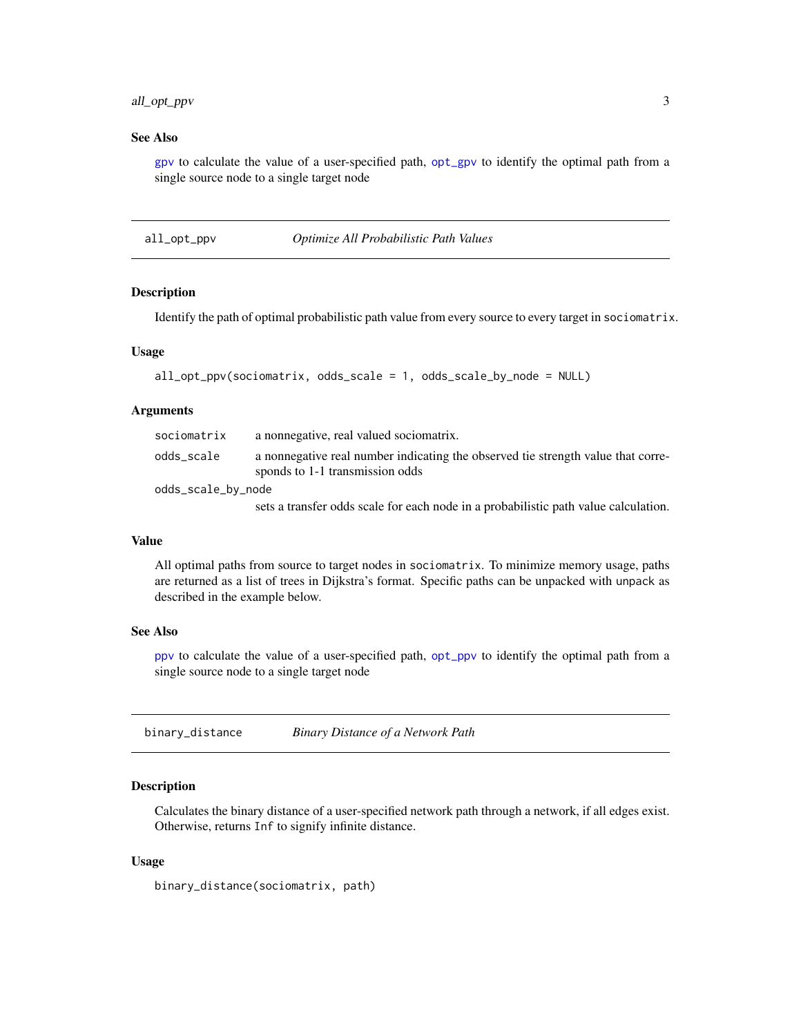### See Also

gpv to calculate the value of a user-specified path, opt_gpv to identify the optimal path from a single source node to a single target node

---

## all_opt_ppv — *Optimize All Probabilistic Path Values*

### Description

Identify the path of optimal probabilistic path value from every source to every target in `sociomatrix`.

### Usage

```
all_opt_ppv(sociomatrix, odds_scale = 1, odds_scale_by_node = NULL)
```

### Arguments

| | |
|---|---|
| `sociomatrix` | a nonnegative, real valued sociomatrix. |
| `odds_scale` | a nonnegative real number indicating the observed tie strength value that corresponds to 1-1 transmission odds |
| `odds_scale_by_node` | sets a transfer odds scale for each node in a probabilistic path value calculation. |

### Value

All optimal paths from source to target nodes in `sociomatrix`. To minimize memory usage, paths are returned as a list of trees in Dijkstra's format. Specific paths can be unpacked with `unpack` as described in the example below.

### See Also

ppv to calculate the value of a user-specified path, opt_ppv to identify the optimal path from a single source node to a single target node

---

## binary_distance — *Binary Distance of a Network Path*

### Description

Calculates the binary distance of a user-specified network path through a network, if all edges exist. Otherwise, returns `Inf` to signify infinite distance.

### Usage

```
binary_distance(sociomatrix, path)
```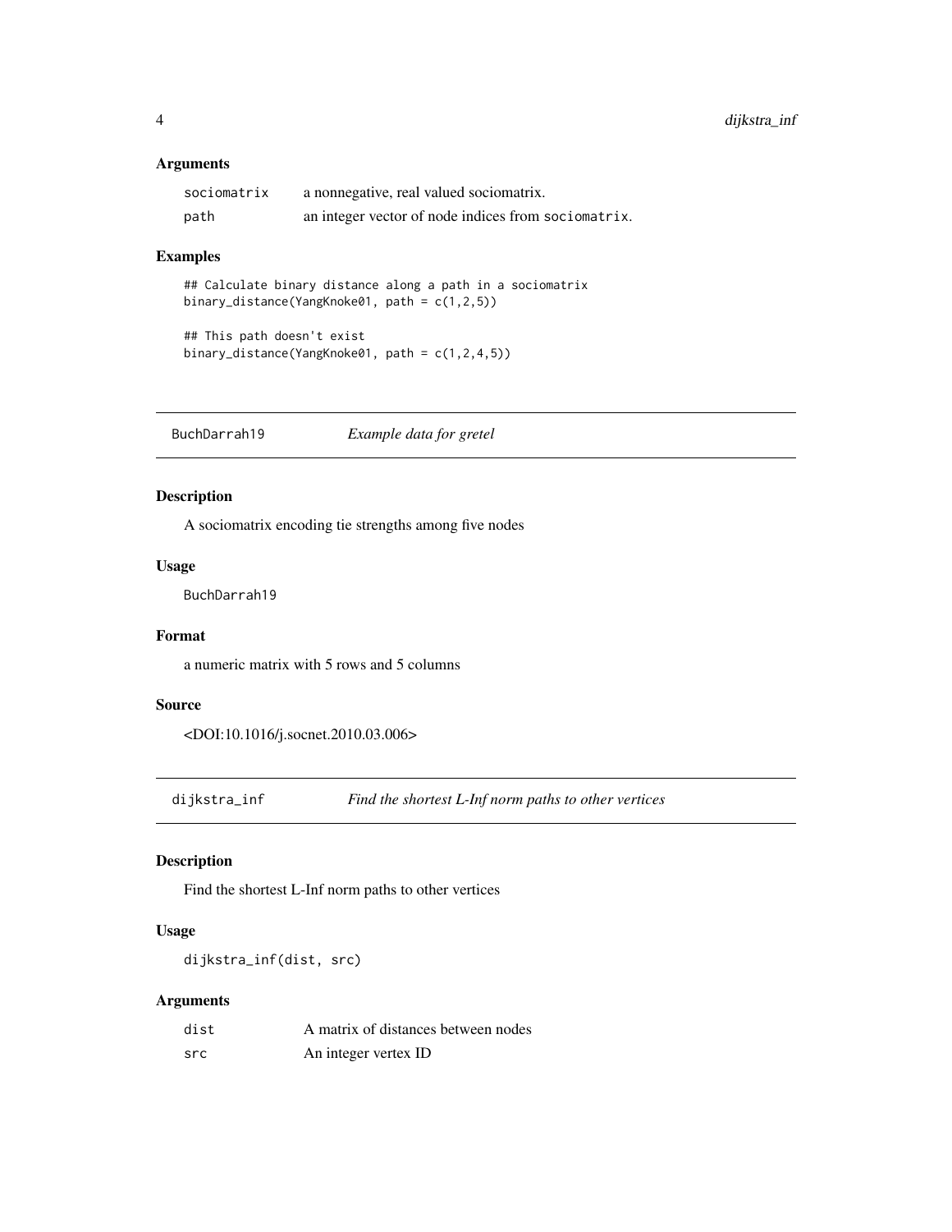### Arguments

| | |
|---|---|
| sociomatrix | a nonnegative, real valued sociomatrix. |
| path | an integer vector of node indices from sociomatrix. |

### Examples

```
## Calculate binary distance along a path in a sociomatrix
binary_distance(YangKnoke01, path = c(1,2,5))

## This path doesn't exist
binary_distance(YangKnoke01, path = c(1,2,4,5))
```

## BuchDarrah19 *Example data for gretel*

### Description

A sociomatrix encoding tie strengths among five nodes

### Usage

```
BuchDarrah19
```

### Format

a numeric matrix with 5 rows and 5 columns

### Source

<DOI:10.1016/j.socnet.2010.03.006>

## dijkstra_inf *Find the shortest L-Inf norm paths to other vertices*

### Description

Find the shortest L-Inf norm paths to other vertices

### Usage

```
dijkstra_inf(dist, src)
```

### Arguments

| | |
|---|---|
| dist | A matrix of distances between nodes |
| src | An integer vertex ID |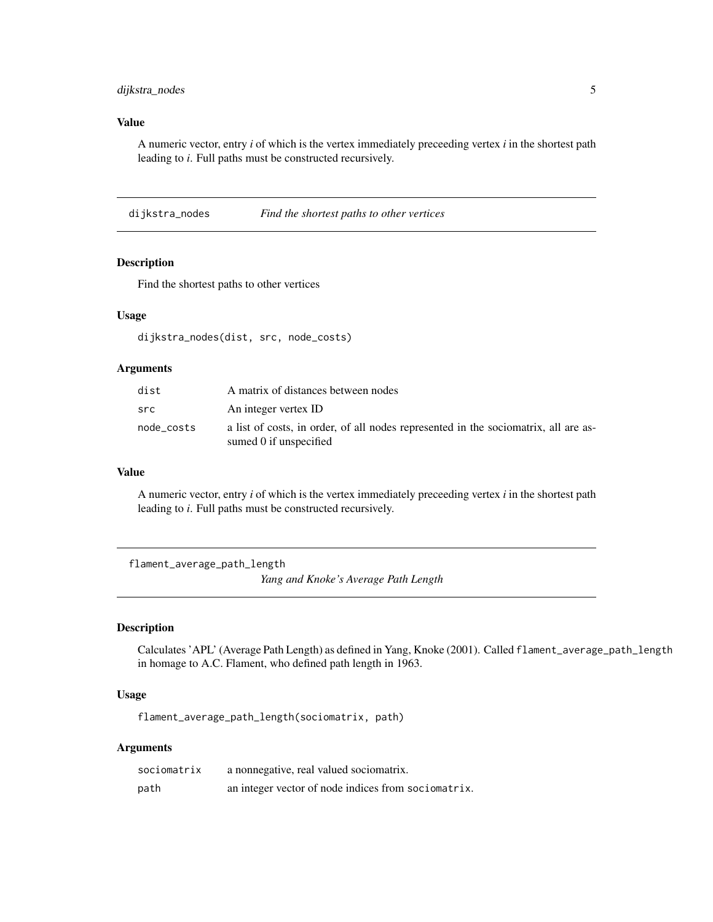### Value

A numeric vector, entry *i* of which is the vertex immediately preceeding vertex *i* in the shortest path leading to *i*. Full paths must be constructed recursively.

---

## dijkstra_nodes — *Find the shortest paths to other vertices*

### Description

Find the shortest paths to other vertices

### Usage

```
dijkstra_nodes(dist, src, node_costs)
```

### Arguments

| | |
|---|---|
| `dist` | A matrix of distances between nodes |
| `src` | An integer vertex ID |
| `node_costs` | a list of costs, in order, of all nodes represented in the sociomatrix, all are assumed 0 if unspecified |

### Value

A numeric vector, entry *i* of which is the vertex immediately preceeding vertex *i* in the shortest path leading to *i*. Full paths must be constructed recursively.

---

## flament_average_path_length — *Yang and Knoke's Average Path Length*

### Description

Calculates 'APL' (Average Path Length) as defined in Yang, Knoke (2001). Called `flament_average_path_length` in homage to A.C. Flament, who defined path length in 1963.

### Usage

```
flament_average_path_length(sociomatrix, path)
```

### Arguments

| | |
|---|---|
| `sociomatrix` | a nonnegative, real valued sociomatrix. |
| `path` | an integer vector of node indices from `sociomatrix`. |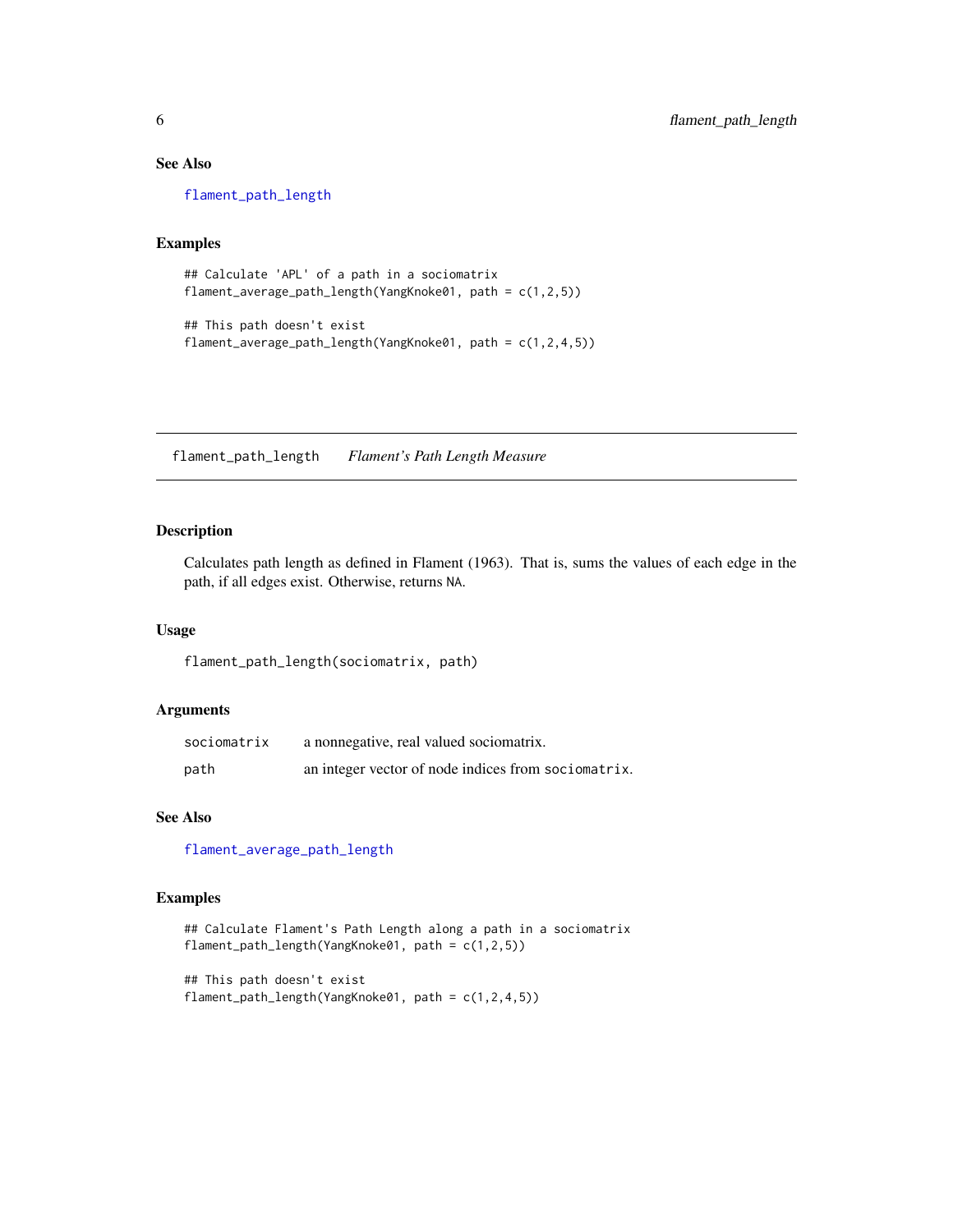### See Also

flament_path_length

### Examples

```
## Calculate 'APL' of a path in a sociomatrix
flament_average_path_length(YangKnoke01, path = c(1,2,5))

## This path doesn't exist
flament_average_path_length(YangKnoke01, path = c(1,2,4,5))
```

---

## flament_path_length     *Flament's Path Length Measure*

---

### Description

Calculates path length as defined in Flament (1963). That is, sums the values of each edge in the path, if all edges exist. Otherwise, returns NA.

### Usage

```
flament_path_length(sociomatrix, path)
```

### Arguments

| | |
|---|---|
| sociomatrix | a nonnegative, real valued sociomatrix. |
| path | an integer vector of node indices from sociomatrix. |

### See Also

flament_average_path_length

### Examples

```
## Calculate Flament's Path Length along a path in a sociomatrix
flament_path_length(YangKnoke01, path = c(1,2,5))

## This path doesn't exist
flament_path_length(YangKnoke01, path = c(1,2,4,5))
```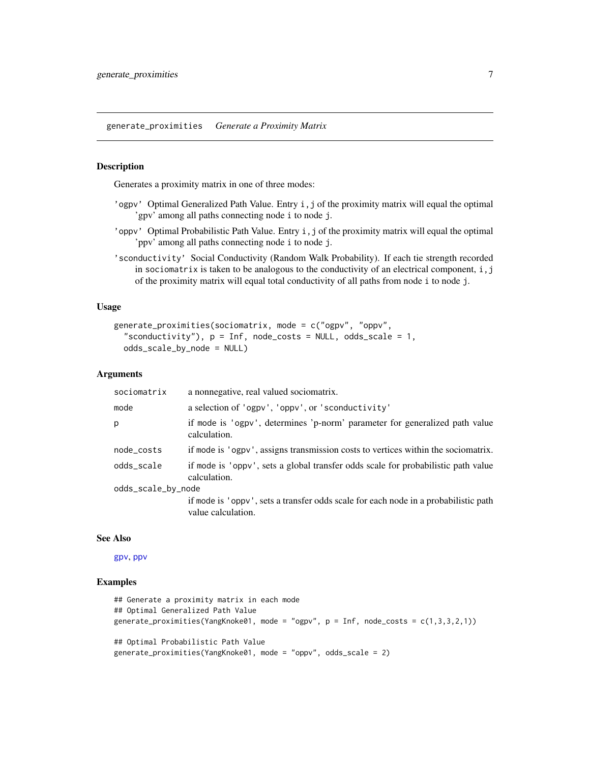## generate_proximities *Generate a Proximity Matrix*

### Description

Generates a proximity matrix in one of three modes:

- **'ogpv'** Optimal Generalized Path Value. Entry `i,j` of the proximity matrix will equal the optimal 'gpv' among all paths connecting node `i` to node `j`.
- **'oppv'** Optimal Probabilistic Path Value. Entry `i,j` of the proximity matrix will equal the optimal 'ppv' among all paths connecting node `i` to node `j`.
- **'sconductivity'** Social Conductivity (Random Walk Probability). If each tie strength recorded in `sociomatrix` is taken to be analogous to the conductivity of an electrical component, `i,j` of the proximity matrix will equal total conductivity of all paths from node `i` to node `j`.

### Usage

```
generate_proximities(sociomatrix, mode = c("ogpv", "oppv",
  "sconductivity"), p = Inf, node_costs = NULL, odds_scale = 1,
  odds_scale_by_node = NULL)
```

### Arguments

| | |
|---|---|
| `sociomatrix` | a nonnegative, real valued sociomatrix. |
| `mode` | a selection of `'ogpv'`, `'oppv'`, or `'sconductivity'` |
| `p` | if `mode` is `'ogpv'`, determines 'p-norm' parameter for generalized path value calculation. |
| `node_costs` | if `mode` is `'ogpv'`, assigns transmission costs to vertices within the sociomatrix. |
| `odds_scale` | if `mode` is `'oppv'`, sets a global transfer odds scale for probabilistic path value calculation. |
| `odds_scale_by_node` | if `mode` is `'oppv'`, sets a transfer odds scale for each node in a probabilistic path value calculation. |

### See Also

gpv, ppv

### Examples

```
## Generate a proximity matrix in each mode
## Optimal Generalized Path Value
generate_proximities(YangKnoke01, mode = "ogpv", p = Inf, node_costs = c(1,3,3,2,1))

## Optimal Probabilistic Path Value
generate_proximities(YangKnoke01, mode = "oppv", odds_scale = 2)
```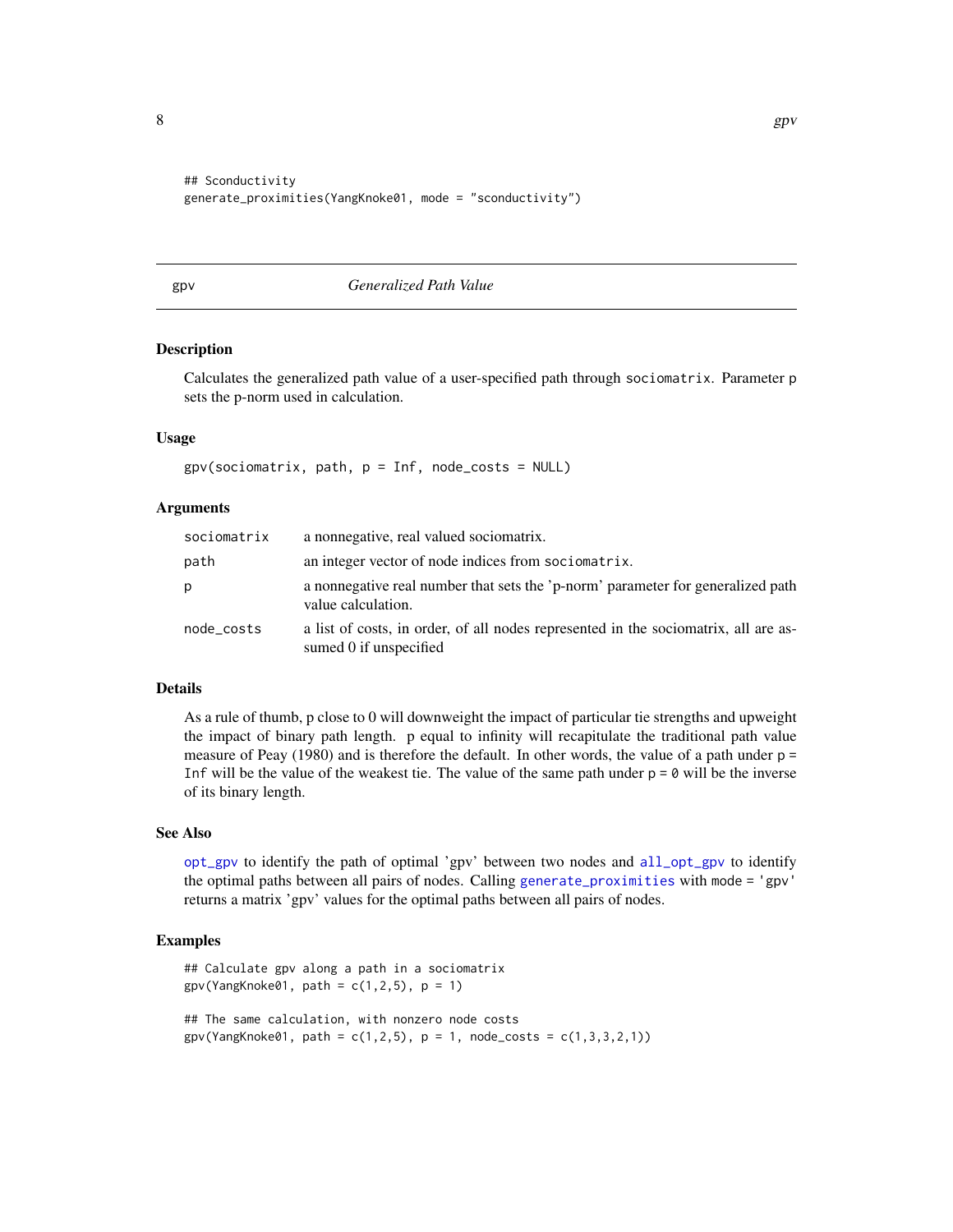```
## Sconductivity
generate_proximities(YangKnoke01, mode = "sconductivity")
```

## gpv — *Generalized Path Value*

### Description

Calculates the generalized path value of a user-specified path through `sociomatrix`. Parameter `p` sets the p-norm used in calculation.

### Usage

```
gpv(sociomatrix, path, p = Inf, node_costs = NULL)
```

### Arguments

| | |
|---|---|
| `sociomatrix` | a nonnegative, real valued sociomatrix. |
| `path` | an integer vector of node indices from `sociomatrix`. |
| `p` | a nonnegative real number that sets the 'p-norm' parameter for generalized path value calculation. |
| `node_costs` | a list of costs, in order, of all nodes represented in the sociomatrix, all are assumed 0 if unspecified |

### Details

As a rule of thumb, p close to 0 will downweight the impact of particular tie strengths and upweight the impact of binary path length. p equal to infinity will recapitulate the traditional path value measure of Peay (1980) and is therefore the default. In other words, the value of a path under `p = Inf` will be the value of the weakest tie. The value of the same path under `p = 0` will be the inverse of its binary length.

### See Also

`opt_gpv` to identify the path of optimal 'gpv' between two nodes and `all_opt_gpv` to identify the optimal paths between all pairs of nodes. Calling `generate_proximities` with `mode = 'gpv'` returns a matrix 'gpv' values for the optimal paths between all pairs of nodes.

### Examples

```
## Calculate gpv along a path in a sociomatrix
gpv(YangKnoke01, path = c(1,2,5), p = 1)

## The same calculation, with nonzero node costs
gpv(YangKnoke01, path = c(1,2,5), p = 1, node_costs = c(1,3,3,2,1))
```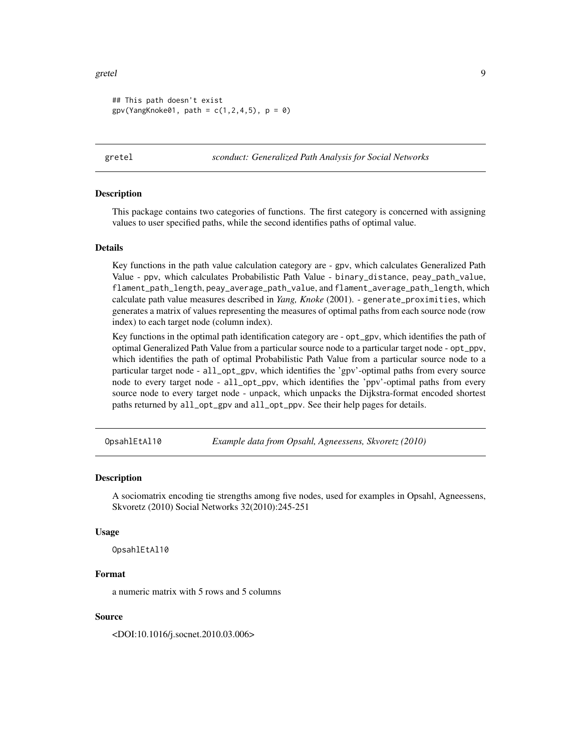```
## This path doesn't exist
gpv(YangKnoke01, path = c(1,2,4,5), p = 0)
```

---

## gretel — *sconduct: Generalized Path Analysis for Social Networks*

### Description

This package contains two categories of functions. The first category is concerned with assigning values to user specified paths, while the second identifies paths of optimal value.

### Details

Key functions in the path value calculation category are - `gpv`, which calculates Generalized Path Value - `ppv`, which calculates Probabilistic Path Value - `binary_distance`, `peay_path_value`, `flament_path_length`, `peay_average_path_value`, and `flament_average_path_length`, which calculate path value measures described in *Yang, Knoke* (2001). - `generate_proximities`, which generates a matrix of values representing the measures of optimal paths from each source node (row index) to each target node (column index).

Key functions in the optimal path identification category are - `opt_gpv`, which identifies the path of optimal Generalized Path Value from a particular source node to a particular target node - `opt_ppv`, which identifies the path of optimal Probabilistic Path Value from a particular source node to a particular target node - `all_opt_gpv`, which identifies the 'gpv'-optimal paths from every source node to every target node - `all_opt_ppv`, which identifies the 'ppv'-optimal paths from every source node to every target node - `unpack`, which unpacks the Dijkstra-format encoded shortest paths returned by `all_opt_gpv` and `all_opt_ppv`. See their help pages for details.

---

## OpsahlEtAl10 — *Example data from Opsahl, Agneessens, Skvoretz (2010)*

### Description

A sociomatrix encoding tie strengths among five nodes, used for examples in Opsahl, Agneessens, Skvoretz (2010) Social Networks 32(2010):245-251

### Usage

```
OpsahlEtAl10
```

### Format

a numeric matrix with 5 rows and 5 columns

### Source

<DOI:10.1016/j.socnet.2010.03.006>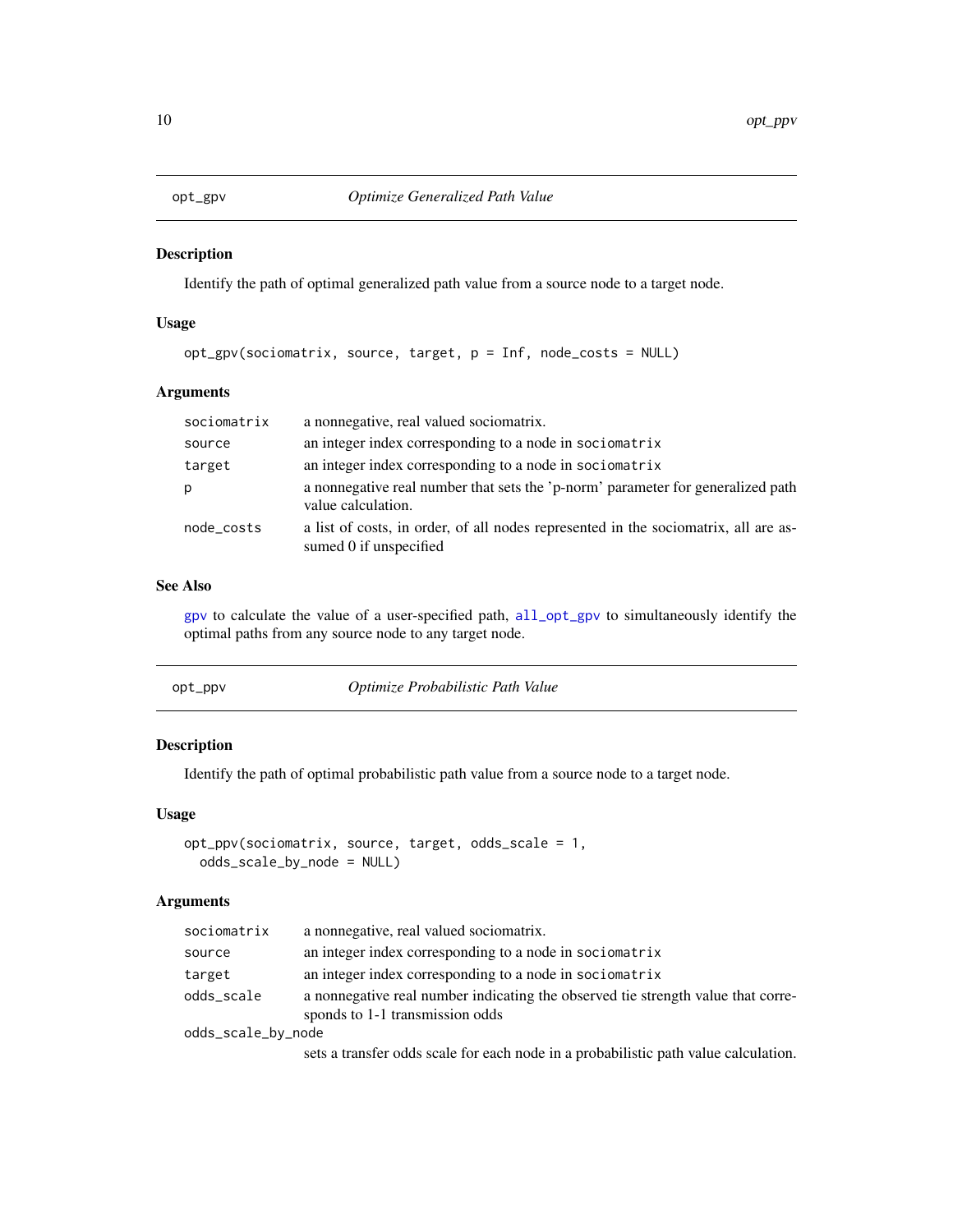## opt_gpv — *Optimize Generalized Path Value*

### Description

Identify the path of optimal generalized path value from a source node to a target node.

### Usage

```
opt_gpv(sociomatrix, source, target, p = Inf, node_costs = NULL)
```

### Arguments

| | |
|---|---|
| `sociomatrix` | a nonnegative, real valued sociomatrix. |
| `source` | an integer index corresponding to a node in `sociomatrix` |
| `target` | an integer index corresponding to a node in `sociomatrix` |
| `p` | a nonnegative real number that sets the 'p-norm' parameter for generalized path value calculation. |
| `node_costs` | a list of costs, in order, of all nodes represented in the sociomatrix, all are assumed 0 if unspecified |

### See Also

`gpv` to calculate the value of a user-specified path, `all_opt_gpv` to simultaneously identify the optimal paths from any source node to any target node.

## opt_ppv — *Optimize Probabilistic Path Value*

### Description

Identify the path of optimal probabilistic path value from a source node to a target node.

### Usage

```
opt_ppv(sociomatrix, source, target, odds_scale = 1,
  odds_scale_by_node = NULL)
```

### Arguments

| | |
|---|---|
| `sociomatrix` | a nonnegative, real valued sociomatrix. |
| `source` | an integer index corresponding to a node in `sociomatrix` |
| `target` | an integer index corresponding to a node in `sociomatrix` |
| `odds_scale` | a nonnegative real number indicating the observed tie strength value that corresponds to 1-1 transmission odds |
| `odds_scale_by_node` | sets a transfer odds scale for each node in a probabilistic path value calculation. |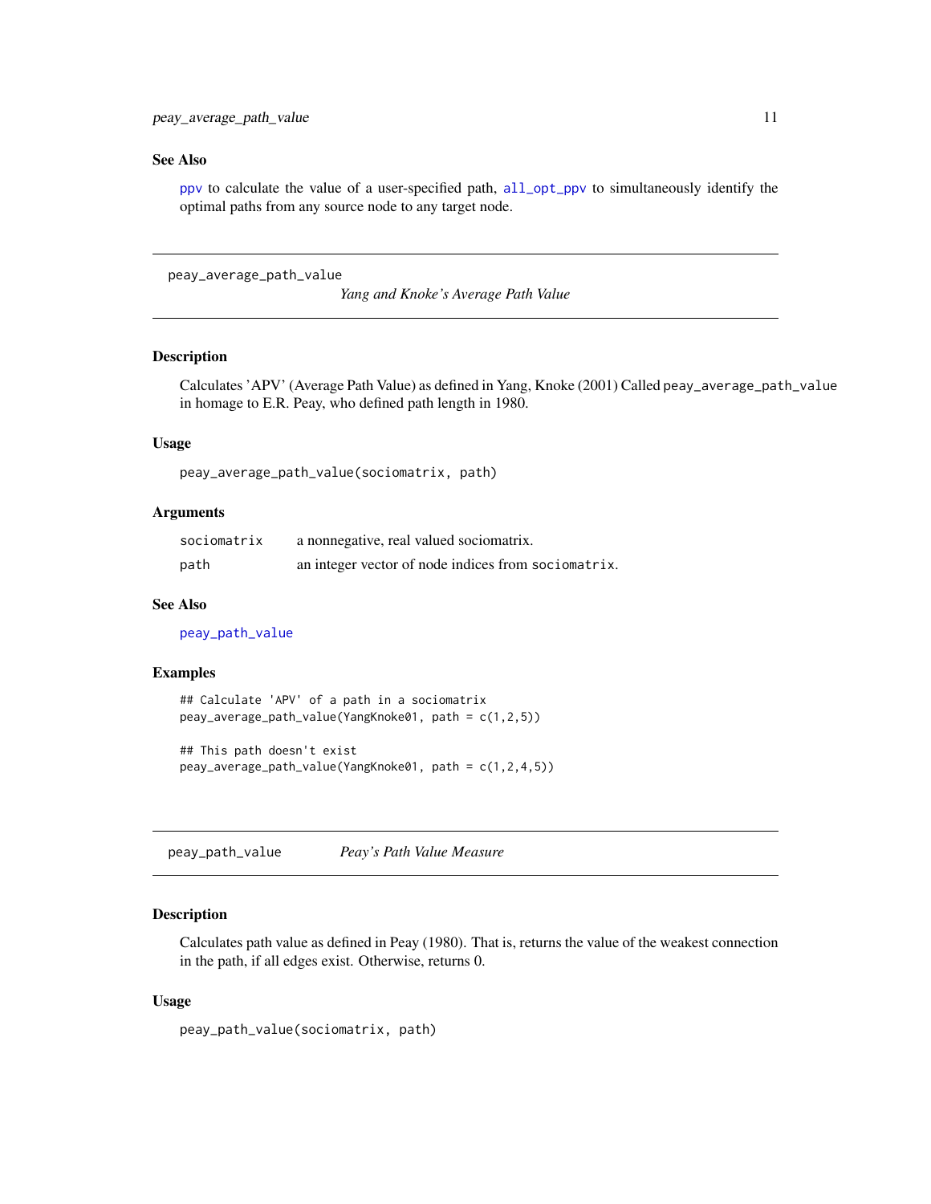### See Also

`ppv` to calculate the value of a user-specified path, `all_opt_ppv` to simultaneously identify the optimal paths from any source node to any target node.

---

## peay_average_path_value &nbsp;&nbsp;&nbsp; *Yang and Knoke's Average Path Value*

---

### Description

Calculates 'APV' (Average Path Value) as defined in Yang, Knoke (2001) Called `peay_average_path_value` in homage to E.R. Peay, who defined path length in 1980.

### Usage

```
peay_average_path_value(sociomatrix, path)
```

### Arguments

| | |
|---|---|
| `sociomatrix` | a nonnegative, real valued sociomatrix. |
| `path` | an integer vector of node indices from `sociomatrix`. |

### See Also

`peay_path_value`

### Examples

```
## Calculate 'APV' of a path in a sociomatrix
peay_average_path_value(YangKnoke01, path = c(1,2,5))

## This path doesn't exist
peay_average_path_value(YangKnoke01, path = c(1,2,4,5))
```

---

## peay_path_value &nbsp;&nbsp;&nbsp; *Peay's Path Value Measure*

---

### Description

Calculates path value as defined in Peay (1980). That is, returns the value of the weakest connection in the path, if all edges exist. Otherwise, returns 0.

### Usage

```
peay_path_value(sociomatrix, path)
```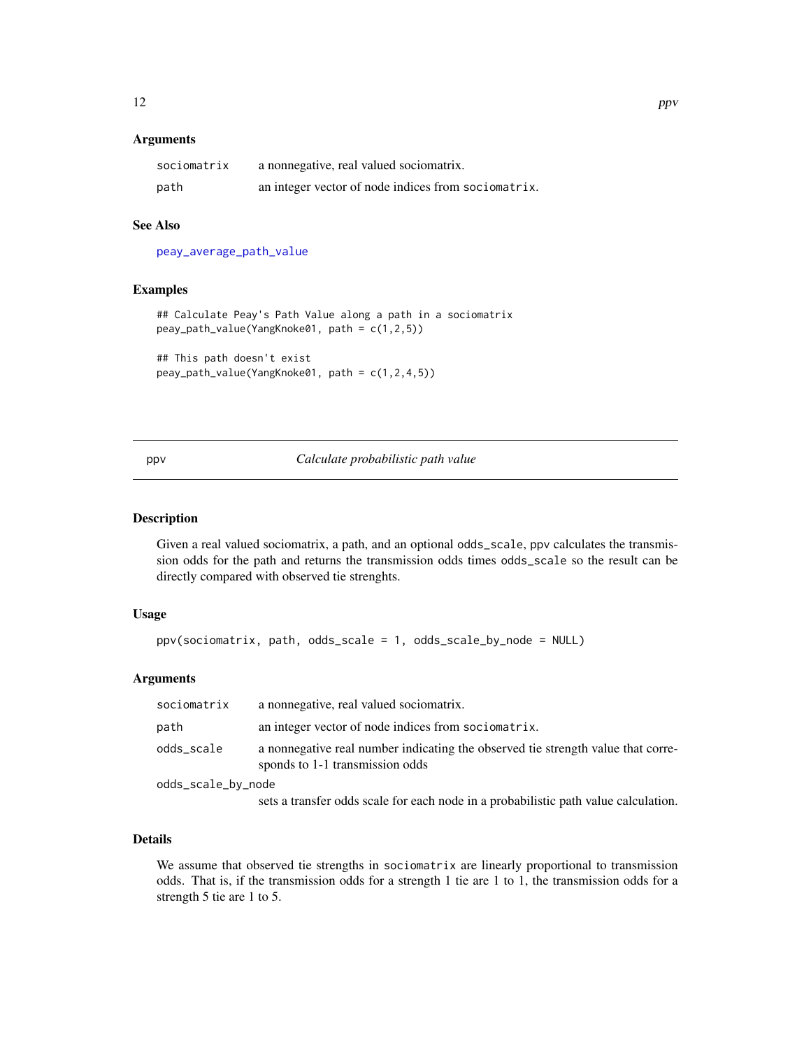### Arguments

| | |
|---|---|
| sociomatrix | a nonnegative, real valued sociomatrix. |
| path | an integer vector of node indices from sociomatrix. |

### See Also

peay_average_path_value

### Examples

```
## Calculate Peay's Path Value along a path in a sociomatrix
peay_path_value(YangKnoke01, path = c(1,2,5))

## This path doesn't exist
peay_path_value(YangKnoke01, path = c(1,2,4,5))
```

---

## ppv — *Calculate probabilistic path value*

### Description

Given a real valued sociomatrix, a path, and an optional odds_scale, ppv calculates the transmission odds for the path and returns the transmission odds times odds_scale so the result can be directly compared with observed tie strenghts.

### Usage

```
ppv(sociomatrix, path, odds_scale = 1, odds_scale_by_node = NULL)
```

### Arguments

| | |
|---|---|
| sociomatrix | a nonnegative, real valued sociomatrix. |
| path | an integer vector of node indices from sociomatrix. |
| odds_scale | a nonnegative real number indicating the observed tie strength value that corresponds to 1-1 transmission odds |
| odds_scale_by_node | sets a transfer odds scale for each node in a probabilistic path value calculation. |

### Details

We assume that observed tie strengths in sociomatrix are linearly proportional to transmission odds. That is, if the transmission odds for a strength 1 tie are 1 to 1, the transmission odds for a strength 5 tie are 1 to 5.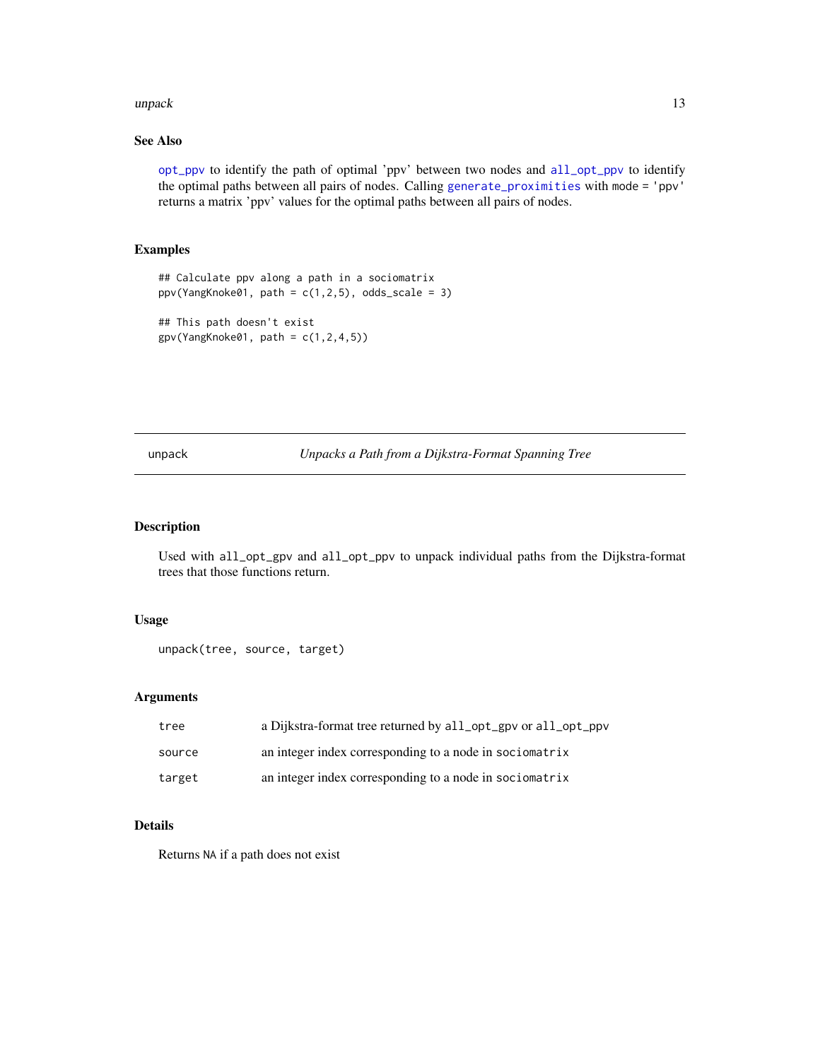### See Also

`opt_ppv` to identify the path of optimal 'ppv' between two nodes and `all_opt_ppv` to identify the optimal paths between all pairs of nodes. Calling `generate_proximities` with `mode = 'ppv'` returns a matrix 'ppv' values for the optimal paths between all pairs of nodes.

### Examples

```
## Calculate ppv along a path in a sociomatrix
ppv(YangKnoke01, path = c(1,2,5), odds_scale = 3)

## This path doesn't exist
gpv(YangKnoke01, path = c(1,2,4,5))
```

---

## unpack — *Unpacks a Path from a Dijkstra-Format Spanning Tree*

---

### Description

Used with `all_opt_gpv` and `all_opt_ppv` to unpack individual paths from the Dijkstra-format trees that those functions return.

### Usage

```
unpack(tree, source, target)
```

### Arguments

| | |
|---|---|
| `tree` | a Dijkstra-format tree returned by `all_opt_gpv` or `all_opt_ppv` |
| `source` | an integer index corresponding to a node in `sociomatrix` |
| `target` | an integer index corresponding to a node in `sociomatrix` |

### Details

Returns `NA` if a path does not exist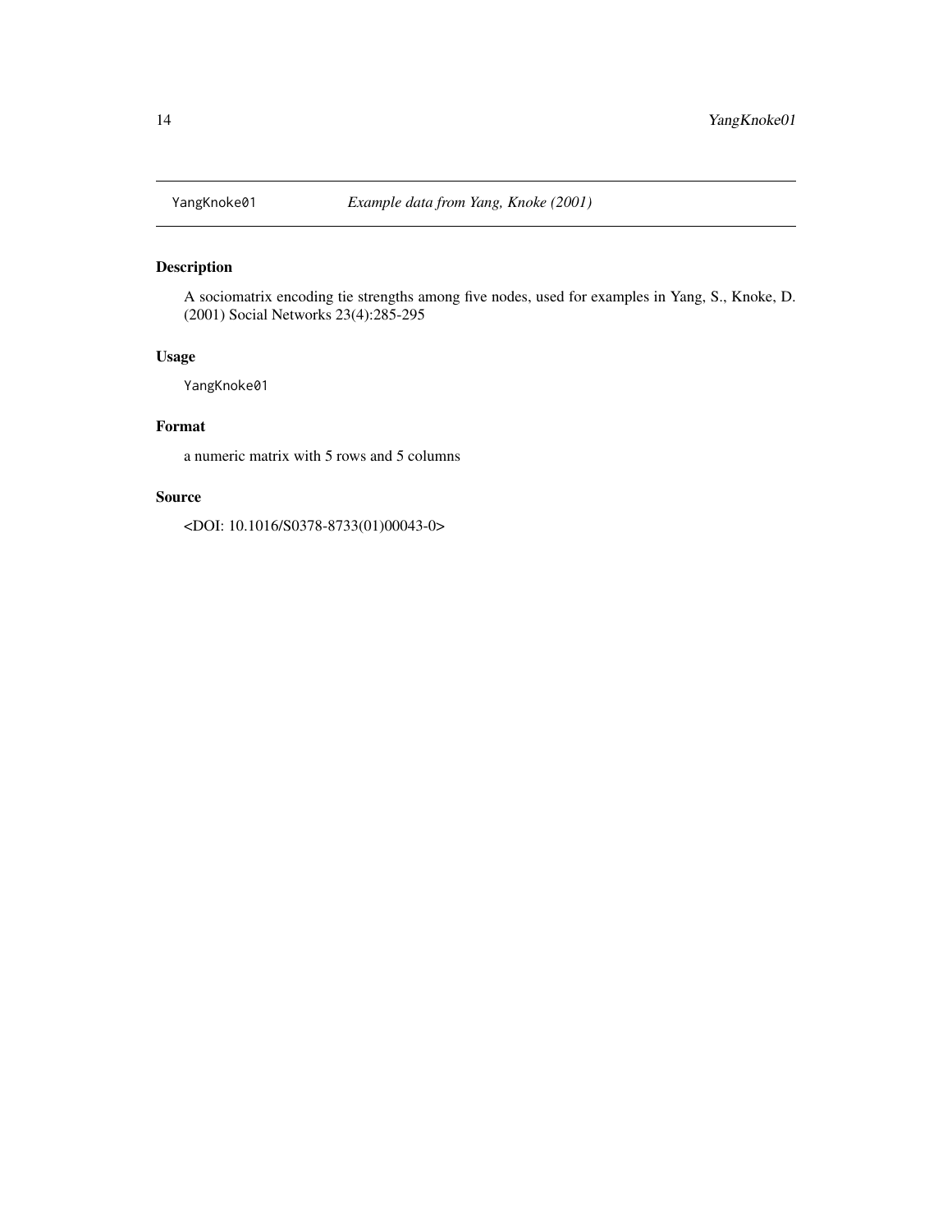`YangKnoke01` *Example data from Yang, Knoke (2001)*

## Description

A sociomatrix encoding tie strengths among five nodes, used for examples in Yang, S., Knoke, D. (2001) Social Networks 23(4):285-295

## Usage

```
YangKnoke01
```

## Format

a numeric matrix with 5 rows and 5 columns

## Source

<DOI: 10.1016/S0378-8733(01)00043-0>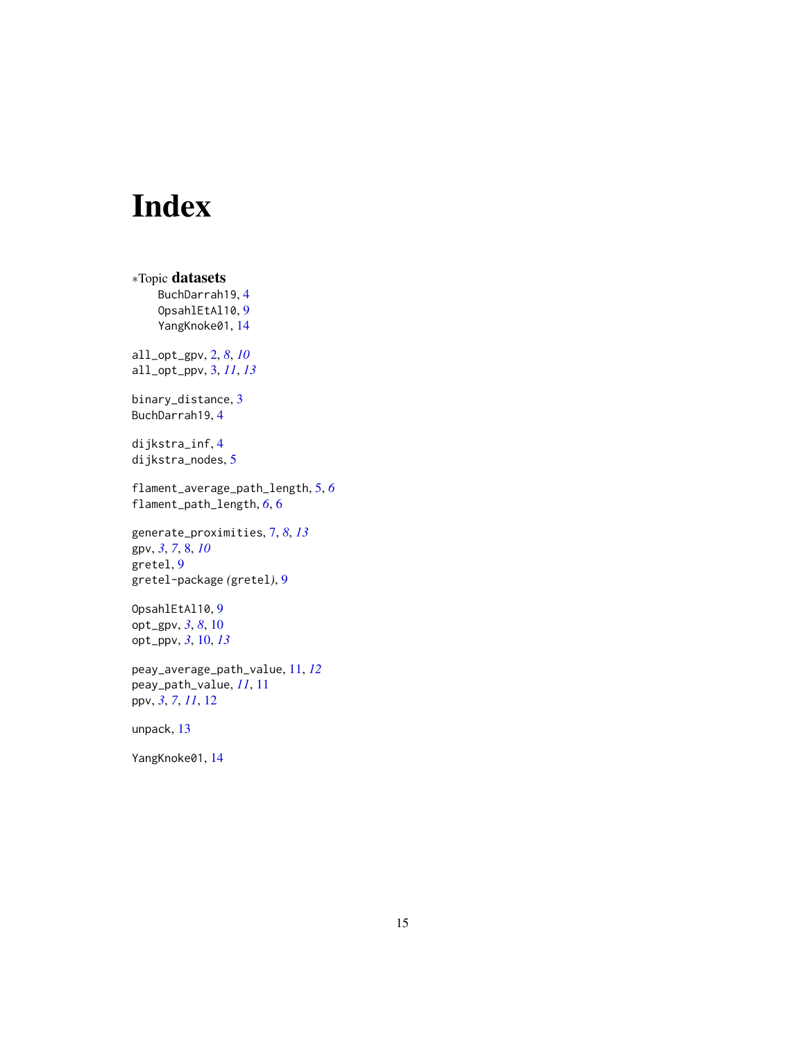# Index

*Topic **datasets**
- BuchDarrah19, 4
- OpsahlEtAl10, 9
- YangKnoke01, 14

all_opt_gpv, 2, *8*, *10*
all_opt_ppv, 3, *11*, *13*

binary_distance, 3
BuchDarrah19, 4

dijkstra_inf, 4
dijkstra_nodes, 5

flament_average_path_length, 5, *6*
flament_path_length, *6*, 6

generate_proximities, 7, *8*, *13*
gpv, *3*, *7*, 8, *10*
gretel, 9
gretel-package *(*gretel*)*, 9

OpsahlEtAl10, 9
opt_gpv, *3*, *8*, 10
opt_ppv, *3*, 10, *13*

peay_average_path_value, 11, *12*
peay_path_value, *11*, 11
ppv, *3*, *7*, *11*, 12

unpack, 13

YangKnoke01, 14